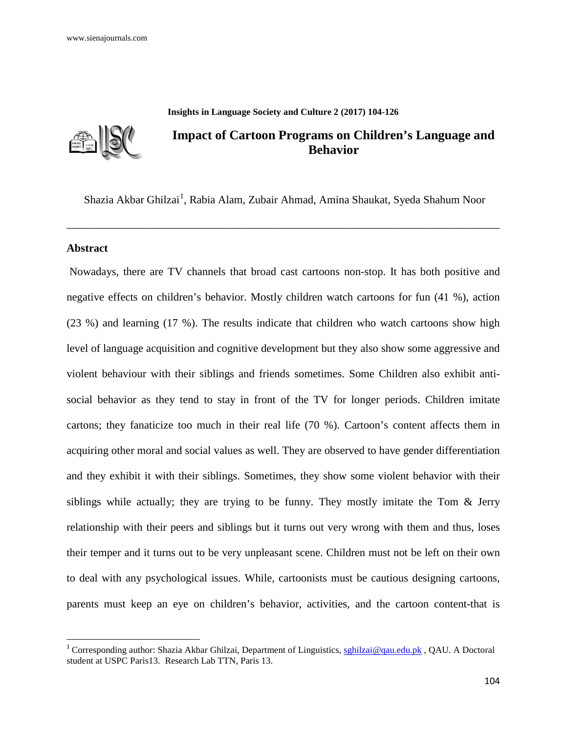# Impact of Cartoon Programs on Children's Language and Behavior

Shazia Akbar Ghilzai[1], Rabia Alam, Zubair Ahmad, Amina Shaukat, Syeda Shahum Noor

---

## Abstract

Nowadays, there are TV channels that broad cast cartoons non-stop. It has both positive and negative effects on children's behavior. Mostly children watch cartoons for fun (41 %), action (23 %) and learning (17 %). The results indicate that children who watch cartoons show high level of language acquisition and cognitive development but they also show some aggressive and violent behaviour with their siblings and friends sometimes. Some Children also exhibit anti-social behavior as they tend to stay in front of the TV for longer periods. Children imitate cartons; they fanaticize too much in their real life (70 %). Cartoon's content affects them in acquiring other moral and social values as well. They are observed to have gender differentiation and they exhibit it with their siblings. Sometimes, they show some violent behavior with their siblings while actually; they are trying to be funny. They mostly imitate the Tom & Jerry relationship with their peers and siblings but it turns out very wrong with them and thus, loses their temper and it turns out to be very unpleasant scene. Children must not be left on their own to deal with any psychological issues. While, cartoonists must be cautious designing cartoons, parents must keep an eye on children's behavior, activities, and the cartoon content-that is

---

[1] Corresponding author: Shazia Akbar Ghilzai, Department of Linguistics, sghilzai@qau.edu.pk , QAU. A Doctoral student at USPC Paris13. Research Lab TTN, Paris 13.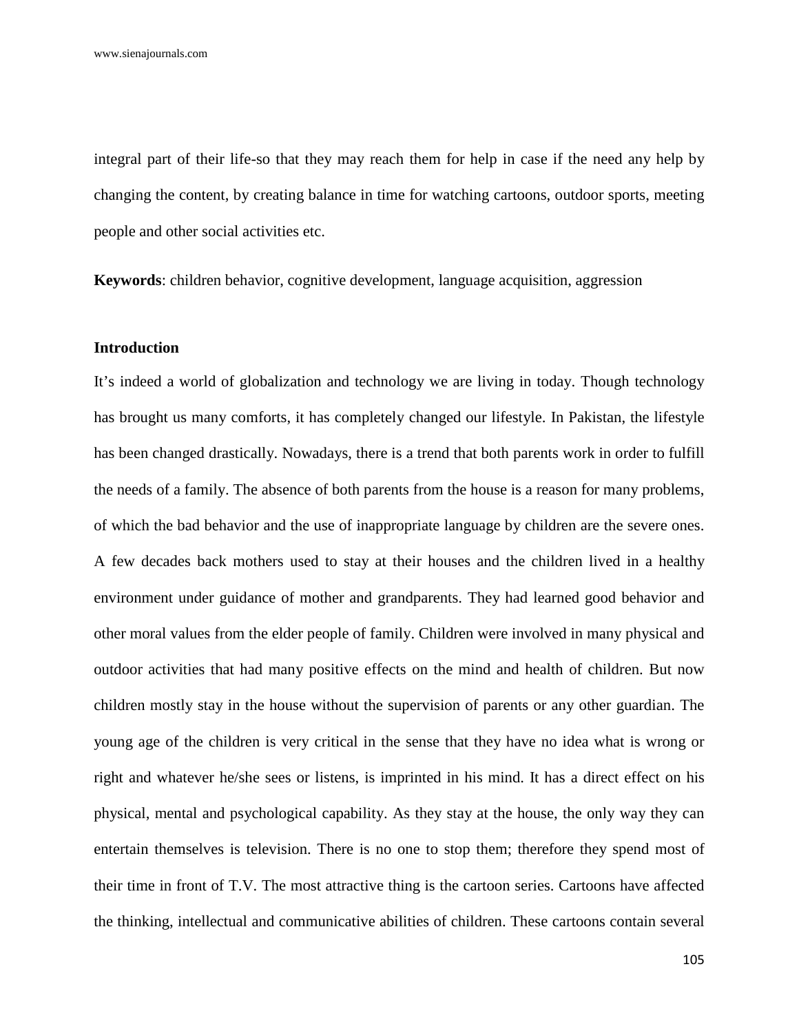integral part of their life-so that they may reach them for help in case if the need any help by changing the content, by creating balance in time for watching cartoons, outdoor sports, meeting people and other social activities etc.

**Keywords**: children behavior, cognitive development, language acquisition, aggression

## Introduction

It's indeed a world of globalization and technology we are living in today. Though technology has brought us many comforts, it has completely changed our lifestyle. In Pakistan, the lifestyle has been changed drastically. Nowadays, there is a trend that both parents work in order to fulfill the needs of a family. The absence of both parents from the house is a reason for many problems, of which the bad behavior and the use of inappropriate language by children are the severe ones. A few decades back mothers used to stay at their houses and the children lived in a healthy environment under guidance of mother and grandparents. They had learned good behavior and other moral values from the elder people of family. Children were involved in many physical and outdoor activities that had many positive effects on the mind and health of children. But now children mostly stay in the house without the supervision of parents or any other guardian. The young age of the children is very critical in the sense that they have no idea what is wrong or right and whatever he/she sees or listens, is imprinted in his mind. It has a direct effect on his physical, mental and psychological capability. As they stay at the house, the only way they can entertain themselves is television. There is no one to stop them; therefore they spend most of their time in front of T.V. The most attractive thing is the cartoon series. Cartoons have affected the thinking, intellectual and communicative abilities of children. These cartoons contain several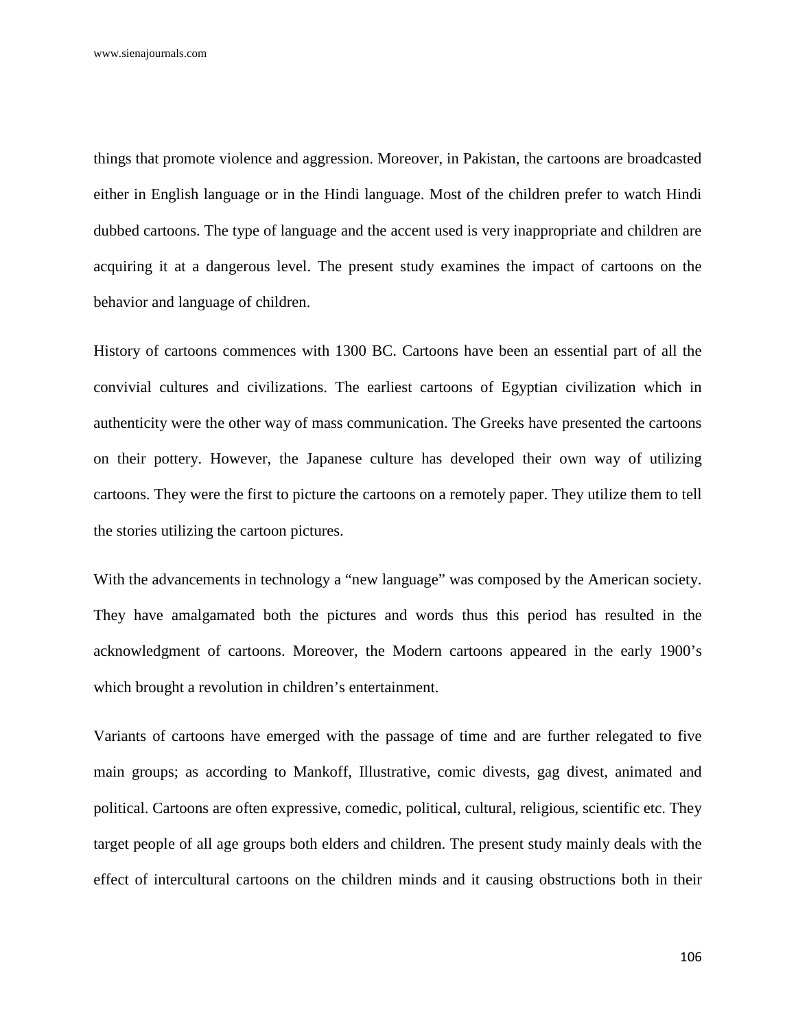things that promote violence and aggression. Moreover, in Pakistan, the cartoons are broadcasted either in English language or in the Hindi language. Most of the children prefer to watch Hindi dubbed cartoons. The type of language and the accent used is very inappropriate and children are acquiring it at a dangerous level. The present study examines the impact of cartoons on the behavior and language of children.

History of cartoons commences with 1300 BC. Cartoons have been an essential part of all the convivial cultures and civilizations. The earliest cartoons of Egyptian civilization which in authenticity were the other way of mass communication. The Greeks have presented the cartoons on their pottery. However, the Japanese culture has developed their own way of utilizing cartoons. They were the first to picture the cartoons on a remotely paper. They utilize them to tell the stories utilizing the cartoon pictures.

With the advancements in technology a "new language" was composed by the American society. They have amalgamated both the pictures and words thus this period has resulted in the acknowledgment of cartoons. Moreover, the Modern cartoons appeared in the early 1900's which brought a revolution in children's entertainment.

Variants of cartoons have emerged with the passage of time and are further relegated to five main groups; as according to Mankoff, Illustrative, comic divests, gag divest, animated and political. Cartoons are often expressive, comedic, political, cultural, religious, scientific etc. They target people of all age groups both elders and children. The present study mainly deals with the effect of intercultural cartoons on the children minds and it causing obstructions both in their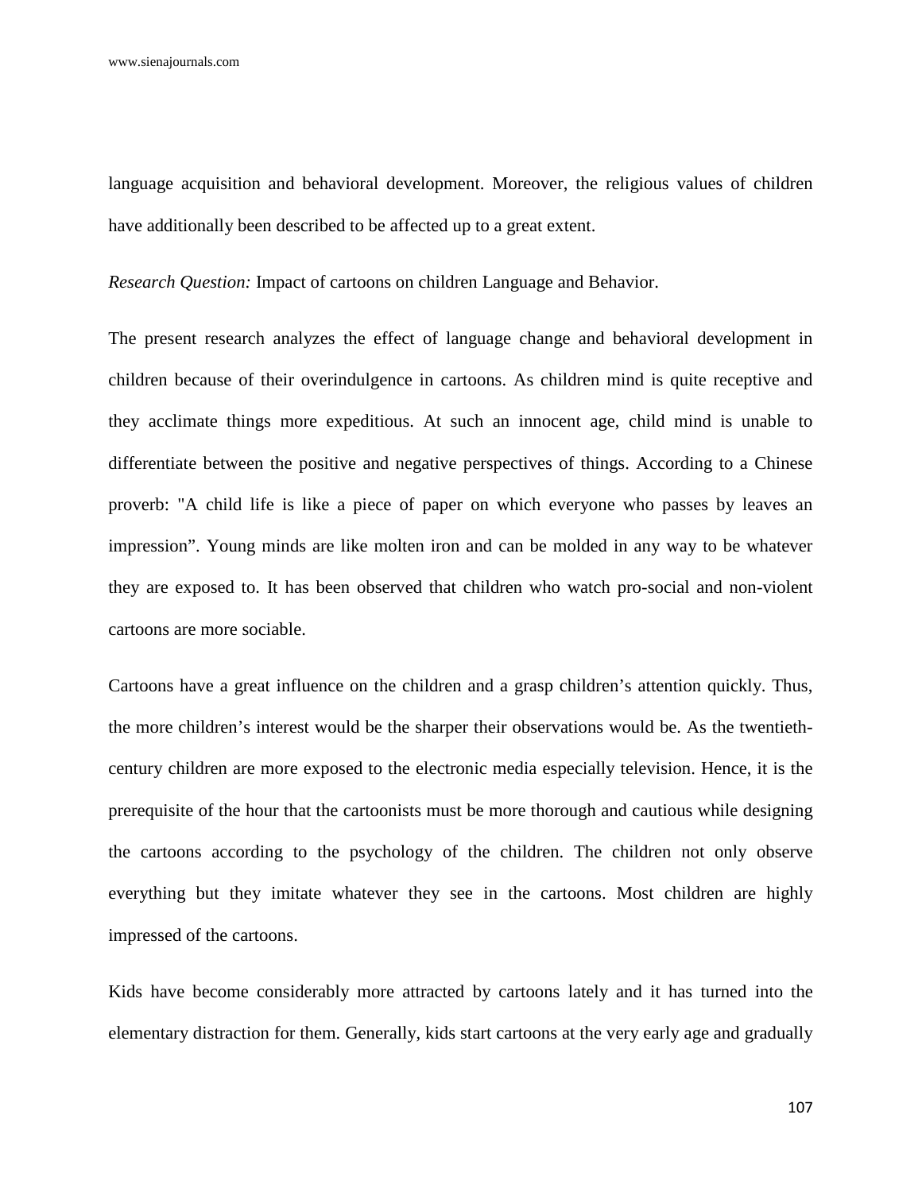language acquisition and behavioral development. Moreover, the religious values of children have additionally been described to be affected up to a great extent.

*Research Question:* Impact of cartoons on children Language and Behavior.

The present research analyzes the effect of language change and behavioral development in children because of their overindulgence in cartoons. As children mind is quite receptive and they acclimate things more expeditious. At such an innocent age, child mind is unable to differentiate between the positive and negative perspectives of things. According to a Chinese proverb: "A child life is like a piece of paper on which everyone who passes by leaves an impression". Young minds are like molten iron and can be molded in any way to be whatever they are exposed to. It has been observed that children who watch pro-social and non-violent cartoons are more sociable.

Cartoons have a great influence on the children and a grasp children's attention quickly. Thus, the more children's interest would be the sharper their observations would be. As the twentieth-century children are more exposed to the electronic media especially television. Hence, it is the prerequisite of the hour that the cartoonists must be more thorough and cautious while designing the cartoons according to the psychology of the children. The children not only observe everything but they imitate whatever they see in the cartoons. Most children are highly impressed of the cartoons.

Kids have become considerably more attracted by cartoons lately and it has turned into the elementary distraction for them. Generally, kids start cartoons at the very early age and gradually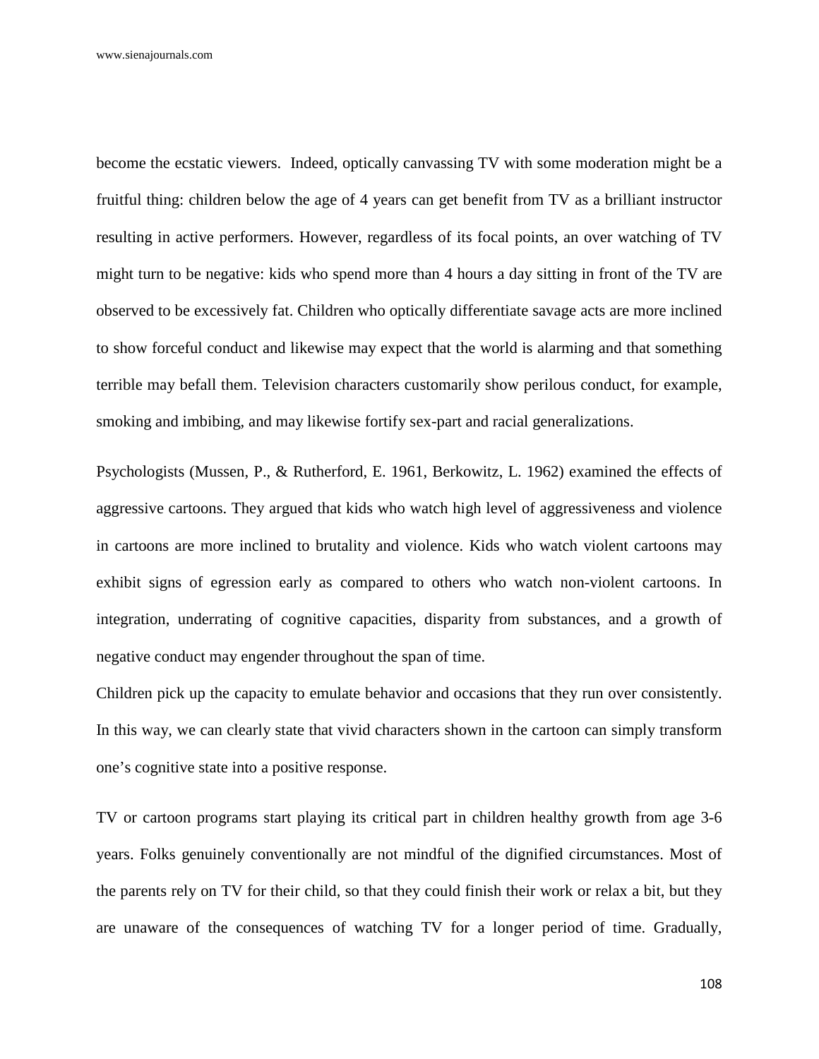become the ecstatic viewers. Indeed, optically canvassing TV with some moderation might be a fruitful thing: children below the age of 4 years can get benefit from TV as a brilliant instructor resulting in active performers. However, regardless of its focal points, an over watching of TV might turn to be negative: kids who spend more than 4 hours a day sitting in front of the TV are observed to be excessively fat. Children who optically differentiate savage acts are more inclined to show forceful conduct and likewise may expect that the world is alarming and that something terrible may befall them. Television characters customarily show perilous conduct, for example, smoking and imbibing, and may likewise fortify sex-part and racial generalizations.

Psychologists (Mussen, P., & Rutherford, E. 1961, Berkowitz, L. 1962) examined the effects of aggressive cartoons. They argued that kids who watch high level of aggressiveness and violence in cartoons are more inclined to brutality and violence. Kids who watch violent cartoons may exhibit signs of egression early as compared to others who watch non-violent cartoons. In integration, underrating of cognitive capacities, disparity from substances, and a growth of negative conduct may engender throughout the span of time.

Children pick up the capacity to emulate behavior and occasions that they run over consistently. In this way, we can clearly state that vivid characters shown in the cartoon can simply transform one's cognitive state into a positive response.

TV or cartoon programs start playing its critical part in children healthy growth from age 3-6 years. Folks genuinely conventionally are not mindful of the dignified circumstances. Most of the parents rely on TV for their child, so that they could finish their work or relax a bit, but they are unaware of the consequences of watching TV for a longer period of time. Gradually,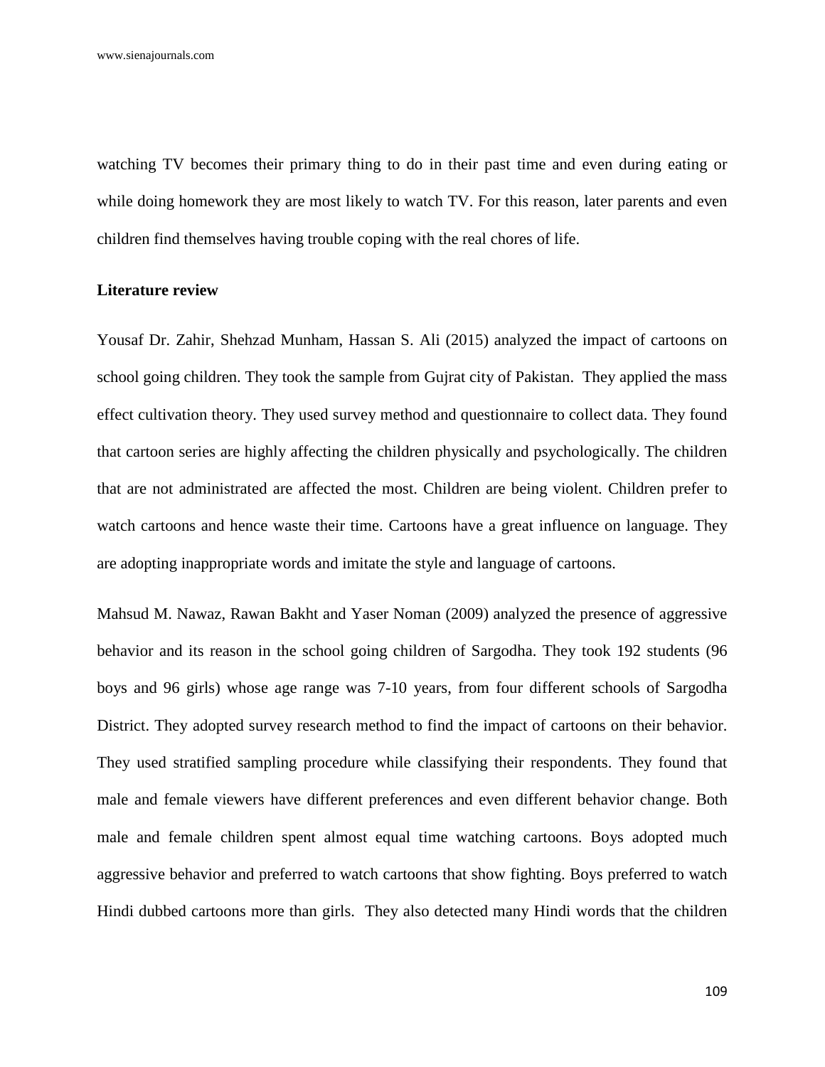watching TV becomes their primary thing to do in their past time and even during eating or while doing homework they are most likely to watch TV. For this reason, later parents and even children find themselves having trouble coping with the real chores of life.

**Literature review**

Yousaf Dr. Zahir, Shehzad Munham, Hassan S. Ali (2015) analyzed the impact of cartoons on school going children. They took the sample from Gujrat city of Pakistan. They applied the mass effect cultivation theory. They used survey method and questionnaire to collect data. They found that cartoon series are highly affecting the children physically and psychologically. The children that are not administrated are affected the most. Children are being violent. Children prefer to watch cartoons and hence waste their time. Cartoons have a great influence on language. They are adopting inappropriate words and imitate the style and language of cartoons.

Mahsud M. Nawaz, Rawan Bakht and Yaser Noman (2009) analyzed the presence of aggressive behavior and its reason in the school going children of Sargodha. They took 192 students (96 boys and 96 girls) whose age range was 7-10 years, from four different schools of Sargodha District. They adopted survey research method to find the impact of cartoons on their behavior. They used stratified sampling procedure while classifying their respondents. They found that male and female viewers have different preferences and even different behavior change. Both male and female children spent almost equal time watching cartoons. Boys adopted much aggressive behavior and preferred to watch cartoons that show fighting. Boys preferred to watch Hindi dubbed cartoons more than girls. They also detected many Hindi words that the children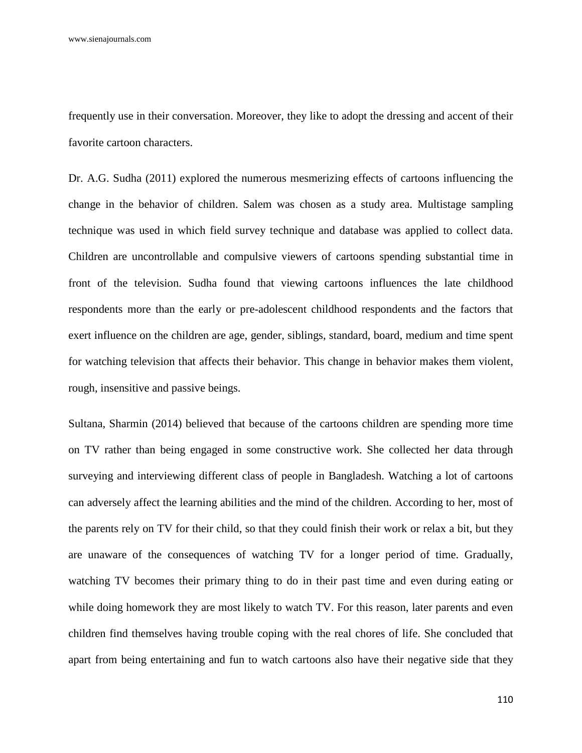frequently use in their conversation. Moreover, they like to adopt the dressing and accent of their favorite cartoon characters.

Dr. A.G. Sudha (2011) explored the numerous mesmerizing effects of cartoons influencing the change in the behavior of children. Salem was chosen as a study area. Multistage sampling technique was used in which field survey technique and database was applied to collect data. Children are uncontrollable and compulsive viewers of cartoons spending substantial time in front of the television. Sudha found that viewing cartoons influences the late childhood respondents more than the early or pre-adolescent childhood respondents and the factors that exert influence on the children are age, gender, siblings, standard, board, medium and time spent for watching television that affects their behavior. This change in behavior makes them violent, rough, insensitive and passive beings.

Sultana, Sharmin (2014) believed that because of the cartoons children are spending more time on TV rather than being engaged in some constructive work. She collected her data through surveying and interviewing different class of people in Bangladesh. Watching a lot of cartoons can adversely affect the learning abilities and the mind of the children. According to her, most of the parents rely on TV for their child, so that they could finish their work or relax a bit, but they are unaware of the consequences of watching TV for a longer period of time. Gradually, watching TV becomes their primary thing to do in their past time and even during eating or while doing homework they are most likely to watch TV. For this reason, later parents and even children find themselves having trouble coping with the real chores of life. She concluded that apart from being entertaining and fun to watch cartoons also have their negative side that they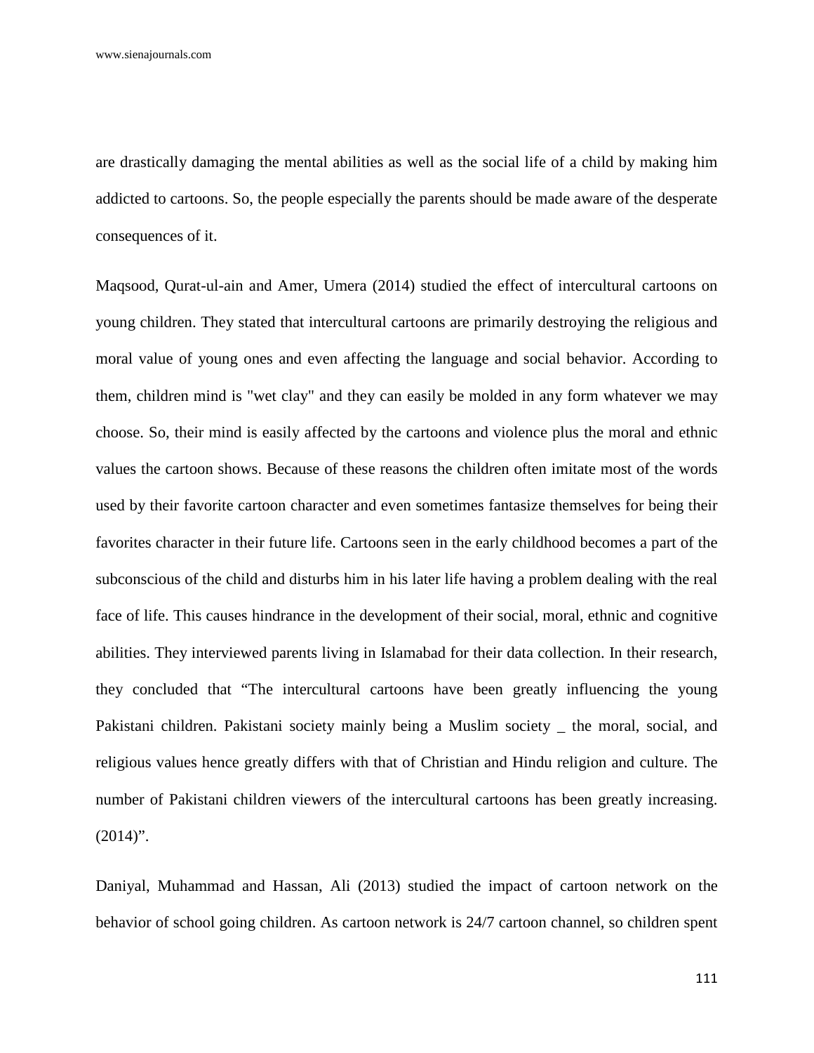are drastically damaging the mental abilities as well as the social life of a child by making him addicted to cartoons. So, the people especially the parents should be made aware of the desperate consequences of it.

Maqsood, Qurat-ul-ain and Amer, Umera (2014) studied the effect of intercultural cartoons on young children. They stated that intercultural cartoons are primarily destroying the religious and moral value of young ones and even affecting the language and social behavior. According to them, children mind is "wet clay" and they can easily be molded in any form whatever we may choose. So, their mind is easily affected by the cartoons and violence plus the moral and ethnic values the cartoon shows. Because of these reasons the children often imitate most of the words used by their favorite cartoon character and even sometimes fantasize themselves for being their favorites character in their future life. Cartoons seen in the early childhood becomes a part of the subconscious of the child and disturbs him in his later life having a problem dealing with the real face of life. This causes hindrance in the development of their social, moral, ethnic and cognitive abilities. They interviewed parents living in Islamabad for their data collection. In their research, they concluded that "The intercultural cartoons have been greatly influencing the young Pakistani children. Pakistani society mainly being a Muslim society _ the moral, social, and religious values hence greatly differs with that of Christian and Hindu religion and culture. The number of Pakistani children viewers of the intercultural cartoons has been greatly increasing. (2014)".

Daniyal, Muhammad and Hassan, Ali (2013) studied the impact of cartoon network on the behavior of school going children. As cartoon network is 24/7 cartoon channel, so children spent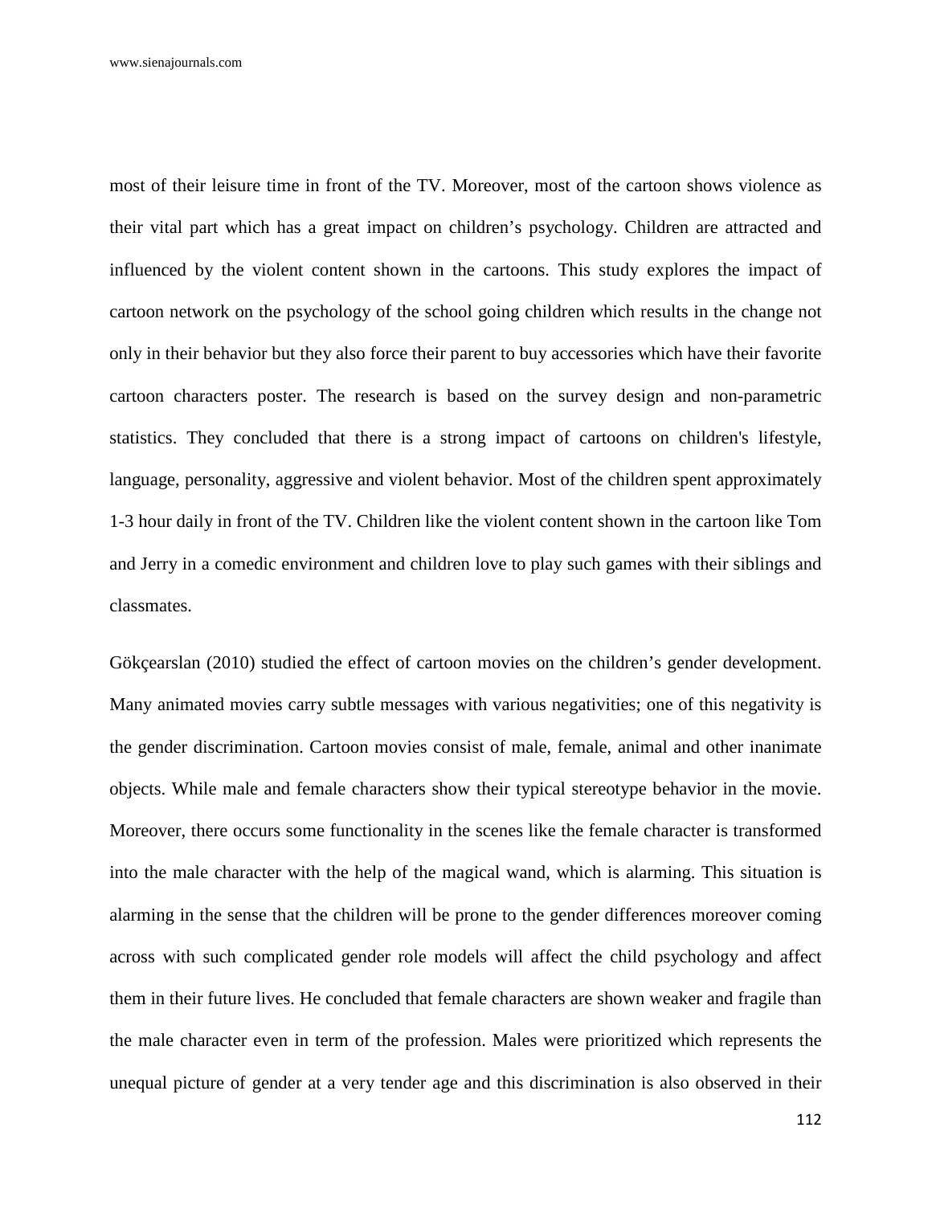most of their leisure time in front of the TV. Moreover, most of the cartoon shows violence as their vital part which has a great impact on children's psychology. Children are attracted and influenced by the violent content shown in the cartoons. This study explores the impact of cartoon network on the psychology of the school going children which results in the change not only in their behavior but they also force their parent to buy accessories which have their favorite cartoon characters poster. The research is based on the survey design and non-parametric statistics. They concluded that there is a strong impact of cartoons on children's lifestyle, language, personality, aggressive and violent behavior. Most of the children spent approximately 1-3 hour daily in front of the TV. Children like the violent content shown in the cartoon like Tom and Jerry in a comedic environment and children love to play such games with their siblings and classmates.

Gökçearslan (2010) studied the effect of cartoon movies on the children's gender development. Many animated movies carry subtle messages with various negativities; one of this negativity is the gender discrimination. Cartoon movies consist of male, female, animal and other inanimate objects. While male and female characters show their typical stereotype behavior in the movie. Moreover, there occurs some functionality in the scenes like the female character is transformed into the male character with the help of the magical wand, which is alarming. This situation is alarming in the sense that the children will be prone to the gender differences moreover coming across with such complicated gender role models will affect the child psychology and affect them in their future lives. He concluded that female characters are shown weaker and fragile than the male character even in term of the profession. Males were prioritized which represents the unequal picture of gender at a very tender age and this discrimination is also observed in their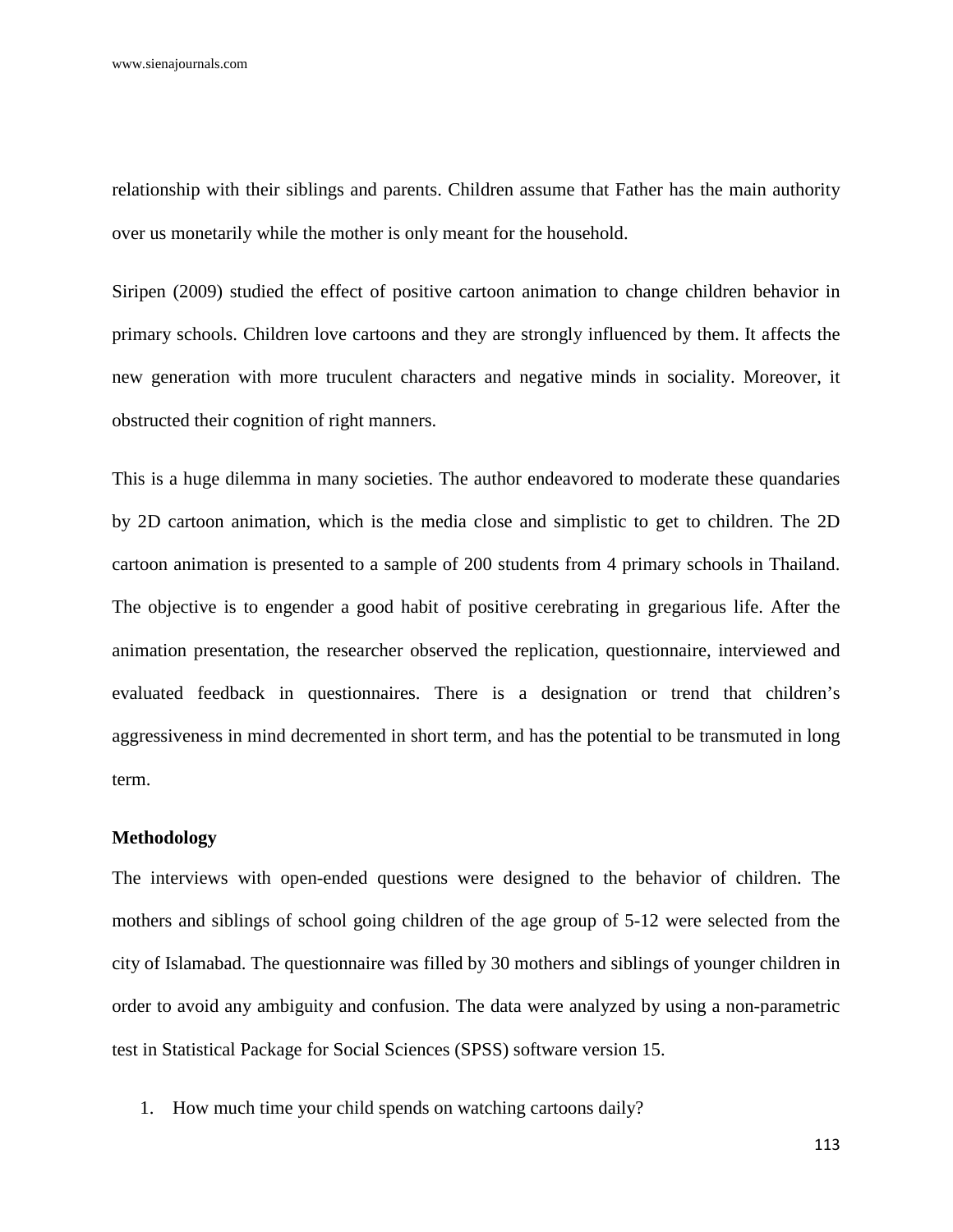relationship with their siblings and parents. Children assume that Father has the main authority over us monetarily while the mother is only meant for the household.

Siripen (2009) studied the effect of positive cartoon animation to change children behavior in primary schools. Children love cartoons and they are strongly influenced by them. It affects the new generation with more truculent characters and negative minds in sociality. Moreover, it obstructed their cognition of right manners.

This is a huge dilemma in many societies. The author endeavored to moderate these quandaries by 2D cartoon animation, which is the media close and simplistic to get to children. The 2D cartoon animation is presented to a sample of 200 students from 4 primary schools in Thailand. The objective is to engender a good habit of positive cerebrating in gregarious life. After the animation presentation, the researcher observed the replication, questionnaire, interviewed and evaluated feedback in questionnaires. There is a designation or trend that children's aggressiveness in mind decremented in short term, and has the potential to be transmuted in long term.

**Methodology**

The interviews with open-ended questions were designed to the behavior of children. The mothers and siblings of school going children of the age group of 5-12 were selected from the city of Islamabad. The questionnaire was filled by 30 mothers and siblings of younger children in order to avoid any ambiguity and confusion. The data were analyzed by using a non-parametric test in Statistical Package for Social Sciences (SPSS) software version 15.

1. How much time your child spends on watching cartoons daily?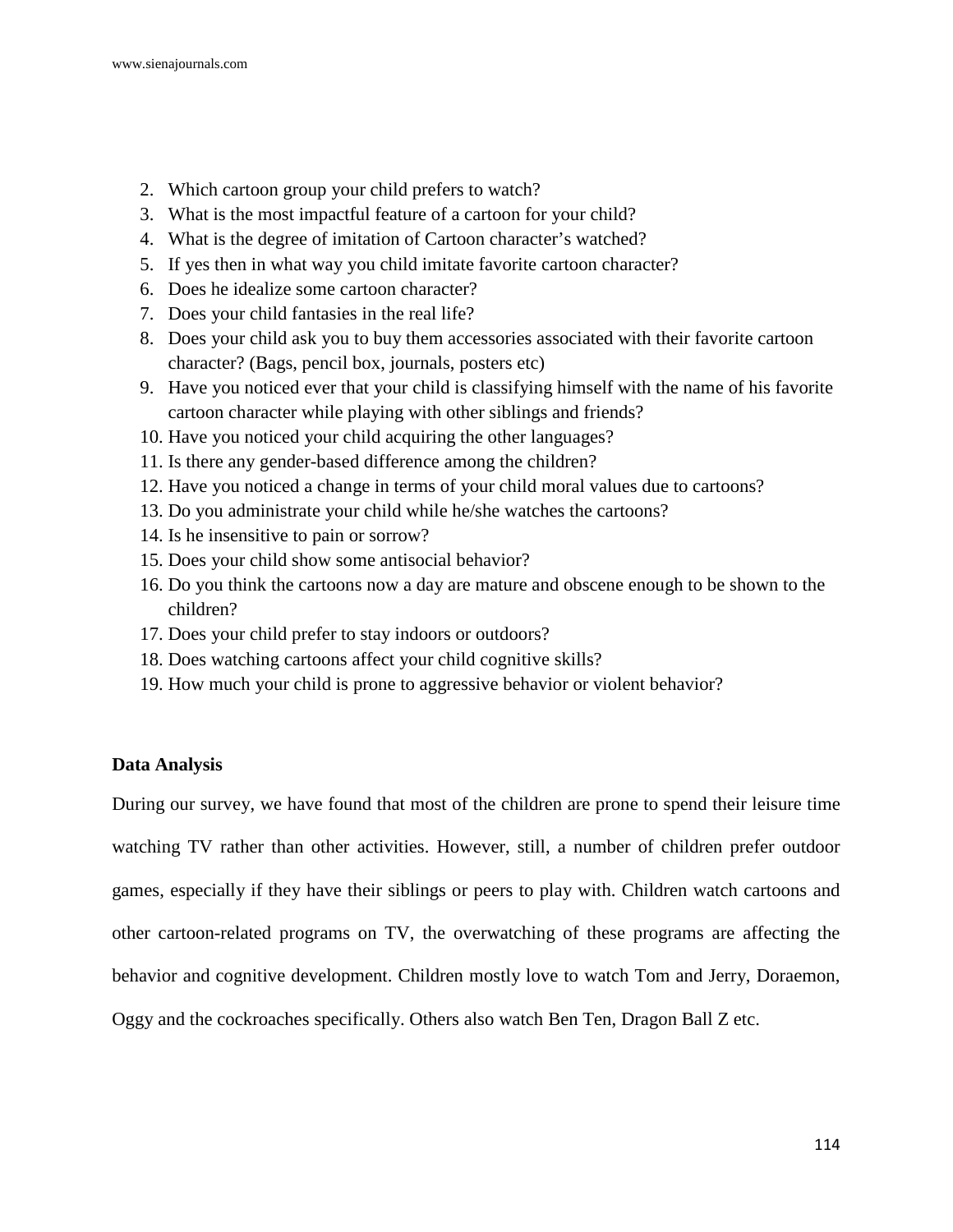2. Which cartoon group your child prefers to watch?
3. What is the most impactful feature of a cartoon for your child?
4. What is the degree of imitation of Cartoon character's watched?
5. If yes then in what way you child imitate favorite cartoon character?
6. Does he idealize some cartoon character?
7. Does your child fantasies in the real life?
8. Does your child ask you to buy them accessories associated with their favorite cartoon character? (Bags, pencil box, journals, posters etc)
9. Have you noticed ever that your child is classifying himself with the name of his favorite cartoon character while playing with other siblings and friends?
10. Have you noticed your child acquiring the other languages?
11. Is there any gender-based difference among the children?
12. Have you noticed a change in terms of your child moral values due to cartoons?
13. Do you administrate your child while he/she watches the cartoons?
14. Is he insensitive to pain or sorrow?
15. Does your child show some antisocial behavior?
16. Do you think the cartoons now a day are mature and obscene enough to be shown to the children?
17. Does your child prefer to stay indoors or outdoors?
18. Does watching cartoons affect your child cognitive skills?
19. How much your child is prone to aggressive behavior or violent behavior?

**Data Analysis**

During our survey, we have found that most of the children are prone to spend their leisure time watching TV rather than other activities. However, still, a number of children prefer outdoor games, especially if they have their siblings or peers to play with. Children watch cartoons and other cartoon-related programs on TV, the overwatching of these programs are affecting the behavior and cognitive development. Children mostly love to watch Tom and Jerry, Doraemon, Oggy and the cockroaches specifically. Others also watch Ben Ten, Dragon Ball Z etc.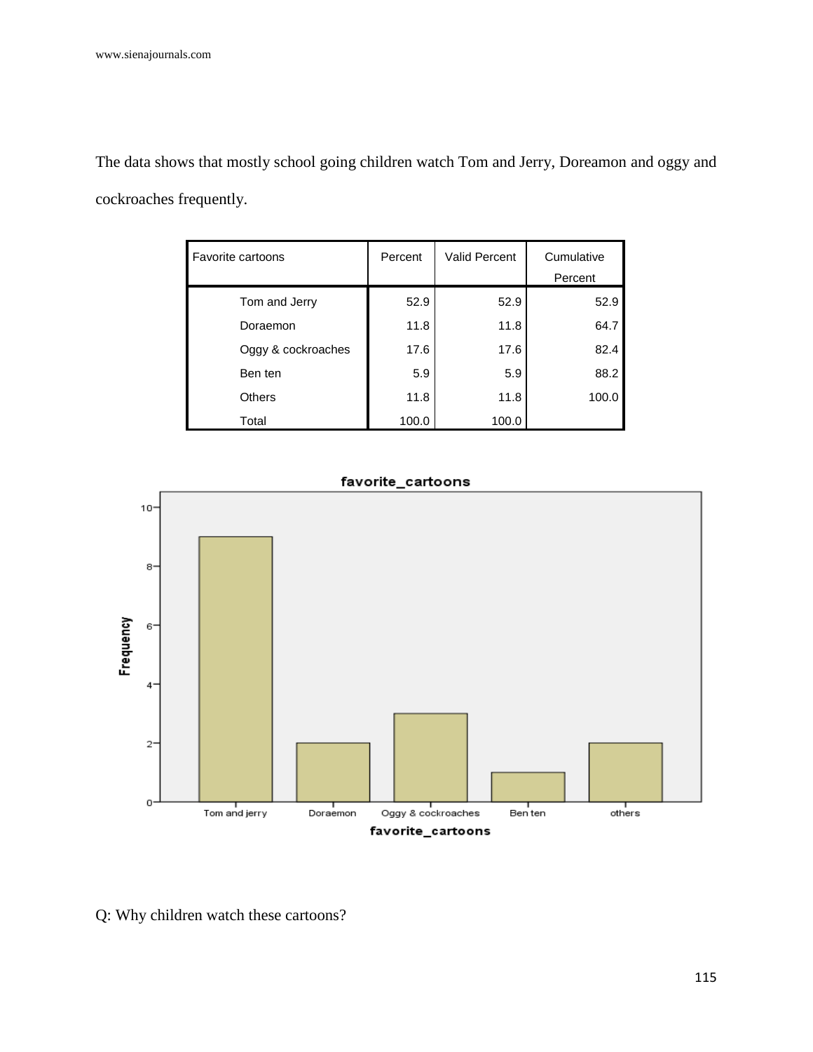The data shows that mostly school going children watch Tom and Jerry, Doreamon and oggy and cockroaches frequently.

| Favorite cartoons | Percent | Valid Percent | Cumulative Percent |
|---|---|---|---|
| Tom and Jerry | 52.9 | 52.9 | 52.9 |
| Doraemon | 11.8 | 11.8 | 64.7 |
| Oggy & cockroaches | 17.6 | 17.6 | 82.4 |
| Ben ten | 5.9 | 5.9 | 88.2 |
| Others | 11.8 | 11.8 | 100.0 |
| Total | 100.0 | 100.0 | |

Q: Why children watch these cartoons?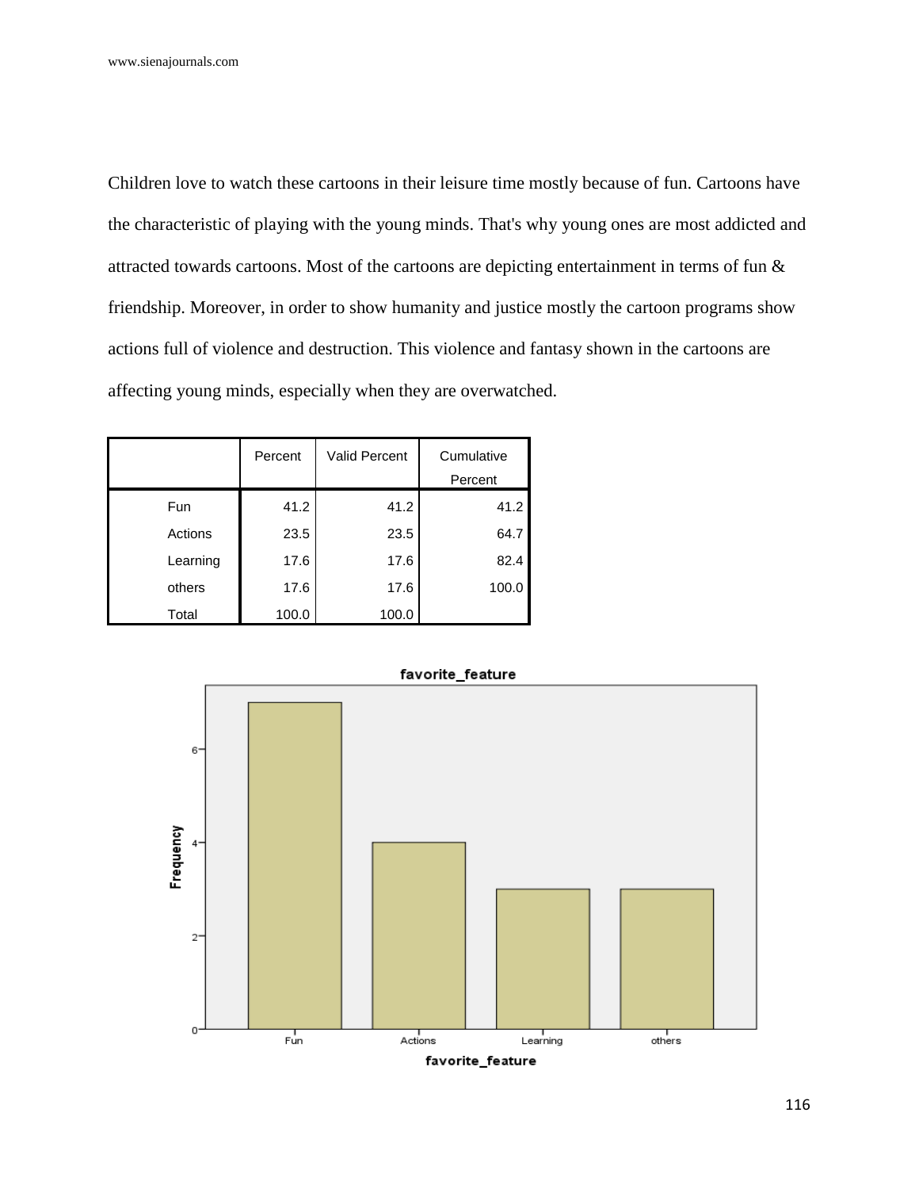Children love to watch these cartoons in their leisure time mostly because of fun. Cartoons have the characteristic of playing with the young minds. That's why young ones are most addicted and attracted towards cartoons. Most of the cartoons are depicting entertainment in terms of fun & friendship. Moreover, in order to show humanity and justice mostly the cartoon programs show actions full of violence and destruction. This violence and fantasy shown in the cartoons are affecting young minds, especially when they are overwatched.

| | Percent | Valid Percent | Cumulative Percent |
|---|---|---|---|
| Fun | 41.2 | 41.2 | 41.2 |
| Actions | 23.5 | 23.5 | 64.7 |
| Learning | 17.6 | 17.6 | 82.4 |
| others | 17.6 | 17.6 | 100.0 |
| Total | 100.0 | 100.0 | |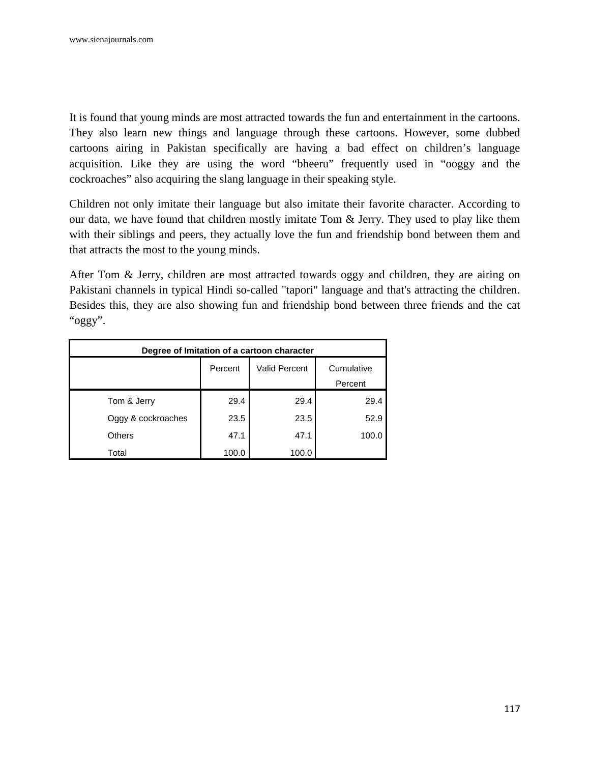It is found that young minds are most attracted towards the fun and entertainment in the cartoons. They also learn new things and language through these cartoons. However, some dubbed cartoons airing in Pakistan specifically are having a bad effect on children's language acquisition. Like they are using the word "bheeru" frequently used in "ooggy and the cockroaches" also acquiring the slang language in their speaking style.

Children not only imitate their language but also imitate their favorite character. According to our data, we have found that children mostly imitate Tom & Jerry. They used to play like them with their siblings and peers, they actually love the fun and friendship bond between them and that attracts the most to the young minds.

After Tom & Jerry, children are most attracted towards oggy and children, they are airing on Pakistani channels in typical Hindi so-called "tapori" language and that's attracting the children. Besides this, they are also showing fun and friendship bond between three friends and the cat "oggy".

| Degree of Imitation of a cartoon character | | | |
|---|---|---|---|
| | Percent | Valid Percent | Cumulative Percent |
| Tom & Jerry | 29.4 | 29.4 | 29.4 |
| Oggy & cockroaches | 23.5 | 23.5 | 52.9 |
| Others | 47.1 | 47.1 | 100.0 |
| Total | 100.0 | 100.0 | |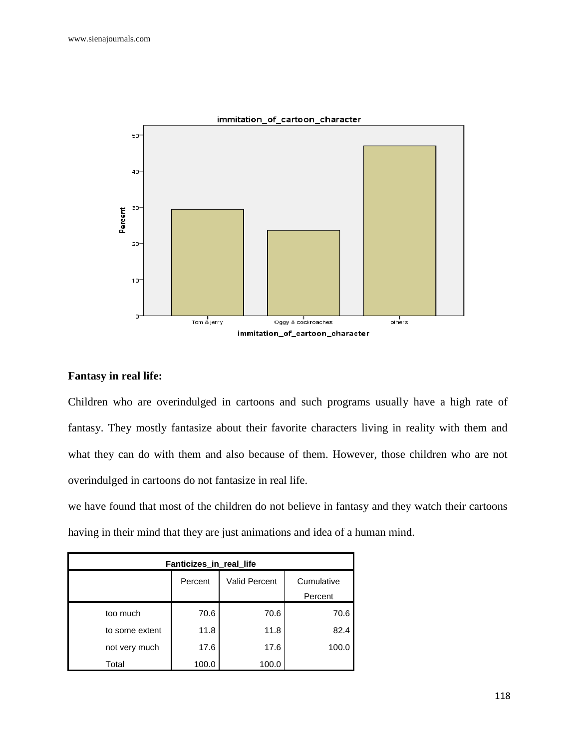immitation_of_cartoon_character

Percent

Tom & jerry | Oggy & cockroaches | others

immitation_of_cartoon_character

**Fantasy in real life:**

Children who are overindulged in cartoons and such programs usually have a high rate of fantasy. They mostly fantasize about their favorite characters living in reality with them and what they can do with them and also because of them. However, those children who are not overindulged in cartoons do not fantasize in real life.

we have found that most of the children do not believe in fantasy and they watch their cartoons having in their mind that they are just animations and idea of a human mind.

| Fanticizes_in_real_life | | | |
|---|---|---|---|
| | Percent | Valid Percent | Cumulative Percent |
| too much | 70.6 | 70.6 | 70.6 |
| to some extent | 11.8 | 11.8 | 82.4 |
| not very much | 17.6 | 17.6 | 100.0 |
| Total | 100.0 | 100.0 | |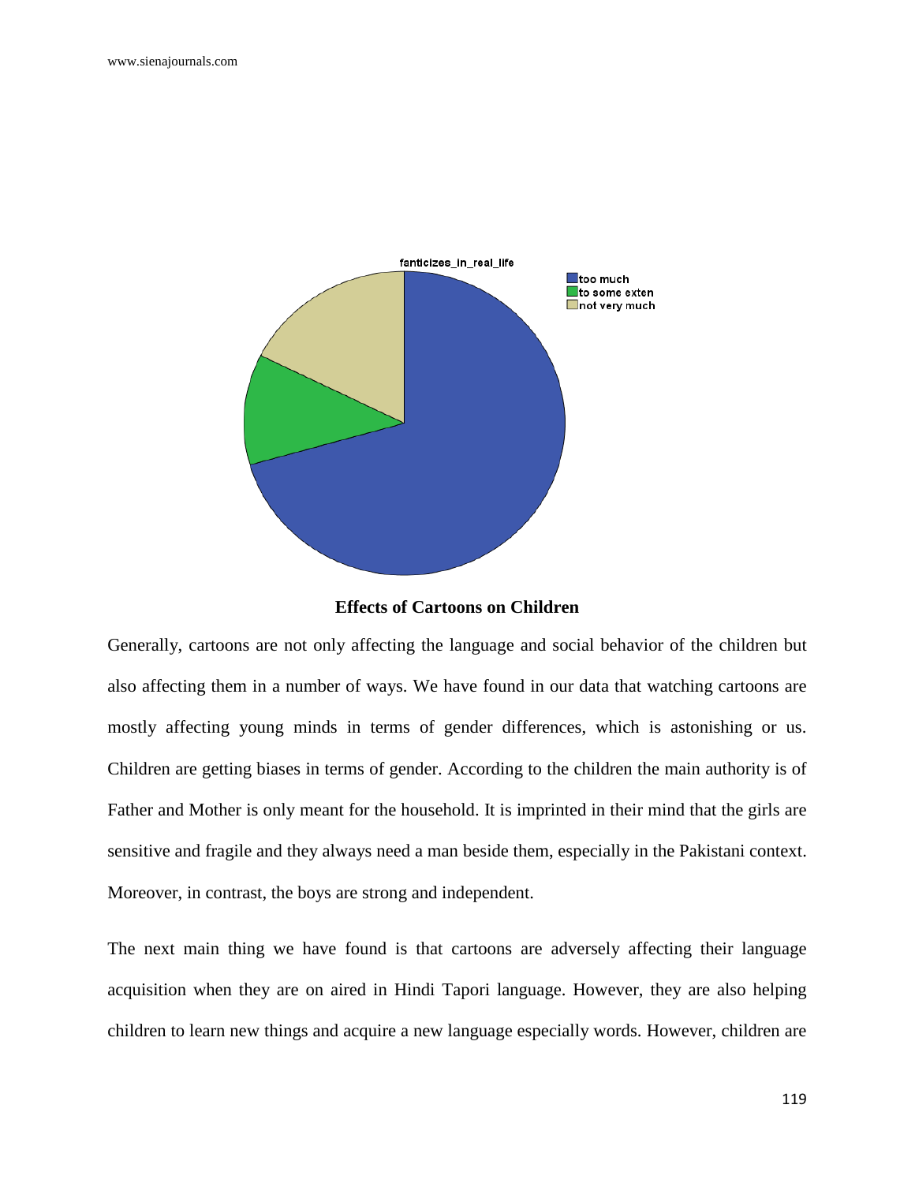**Effects of Cartoons on Children**

Generally, cartoons are not only affecting the language and social behavior of the children but also affecting them in a number of ways. We have found in our data that watching cartoons are mostly affecting young minds in terms of gender differences, which is astonishing or us. Children are getting biases in terms of gender. According to the children the main authority is of Father and Mother is only meant for the household. It is imprinted in their mind that the girls are sensitive and fragile and they always need a man beside them, especially in the Pakistani context. Moreover, in contrast, the boys are strong and independent.

The next main thing we have found is that cartoons are adversely affecting their language acquisition when they are on aired in Hindi Tapori language. However, they are also helping children to learn new things and acquire a new language especially words. However, children are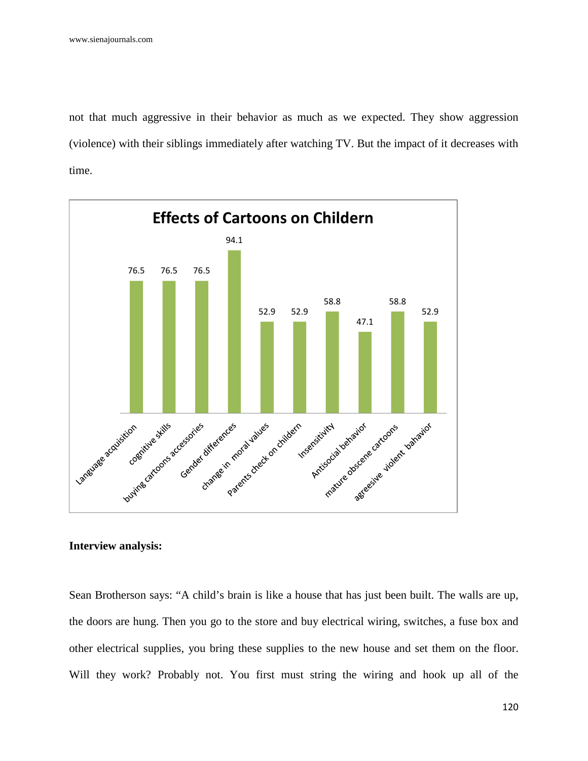not that much aggressive in their behavior as much as we expected. They show aggression (violence) with their siblings immediately after watching TV. But the impact of it decreases with time.

**Effects of Cartoons on Childern**

| Category | Value |
|---|---|
| Language acquisition | 76.5 |
| cognitive skills | 76.5 |
| buying cartoons accessories | 76.5 |
| Gender differences | 94.1 |
| change in moral values | 52.9 |
| Parents check on childern | 52.9 |
| Insensitivity | 58.8 |
| Antisocial behavior | 47.1 |
| mature obscene cartoons | 58.8 |
| agreesive violent bahavior | 52.9 |

**Interview analysis:**

Sean Brotherson says: "A child's brain is like a house that has just been built. The walls are up, the doors are hung. Then you go to the store and buy electrical wiring, switches, a fuse box and other electrical supplies, you bring these supplies to the new house and set them on the floor. Will they work? Probably not. You first must string the wiring and hook up all of the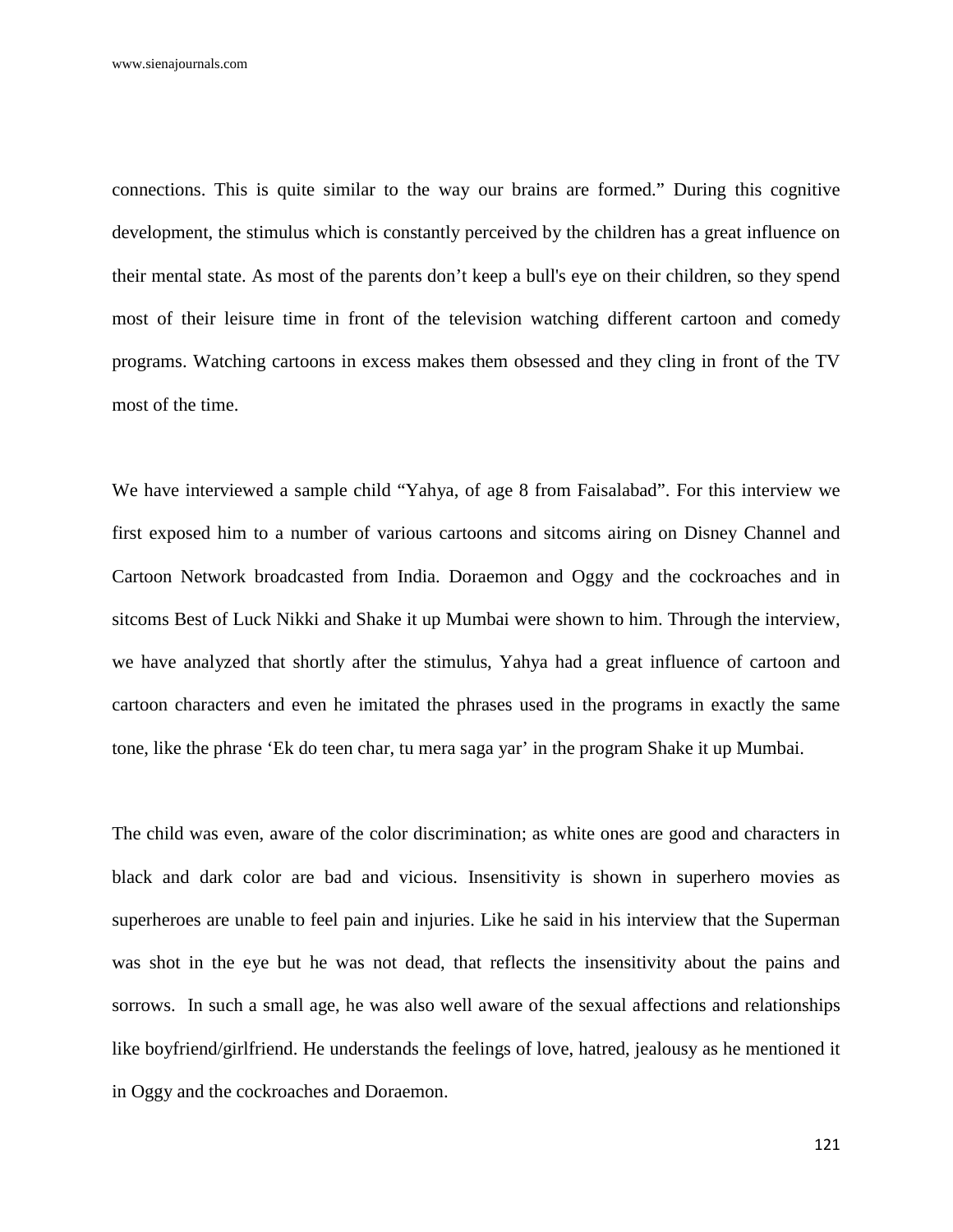connections. This is quite similar to the way our brains are formed." During this cognitive development, the stimulus which is constantly perceived by the children has a great influence on their mental state. As most of the parents don't keep a bull's eye on their children, so they spend most of their leisure time in front of the television watching different cartoon and comedy programs. Watching cartoons in excess makes them obsessed and they cling in front of the TV most of the time.

We have interviewed a sample child "Yahya, of age 8 from Faisalabad". For this interview we first exposed him to a number of various cartoons and sitcoms airing on Disney Channel and Cartoon Network broadcasted from India. Doraemon and Oggy and the cockroaches and in sitcoms Best of Luck Nikki and Shake it up Mumbai were shown to him. Through the interview, we have analyzed that shortly after the stimulus, Yahya had a great influence of cartoon and cartoon characters and even he imitated the phrases used in the programs in exactly the same tone, like the phrase 'Ek do teen char, tu mera saga yar' in the program Shake it up Mumbai.

The child was even, aware of the color discrimination; as white ones are good and characters in black and dark color are bad and vicious. Insensitivity is shown in superhero movies as superheroes are unable to feel pain and injuries. Like he said in his interview that the Superman was shot in the eye but he was not dead, that reflects the insensitivity about the pains and sorrows. In such a small age, he was also well aware of the sexual affections and relationships like boyfriend/girlfriend. He understands the feelings of love, hatred, jealousy as he mentioned it in Oggy and the cockroaches and Doraemon.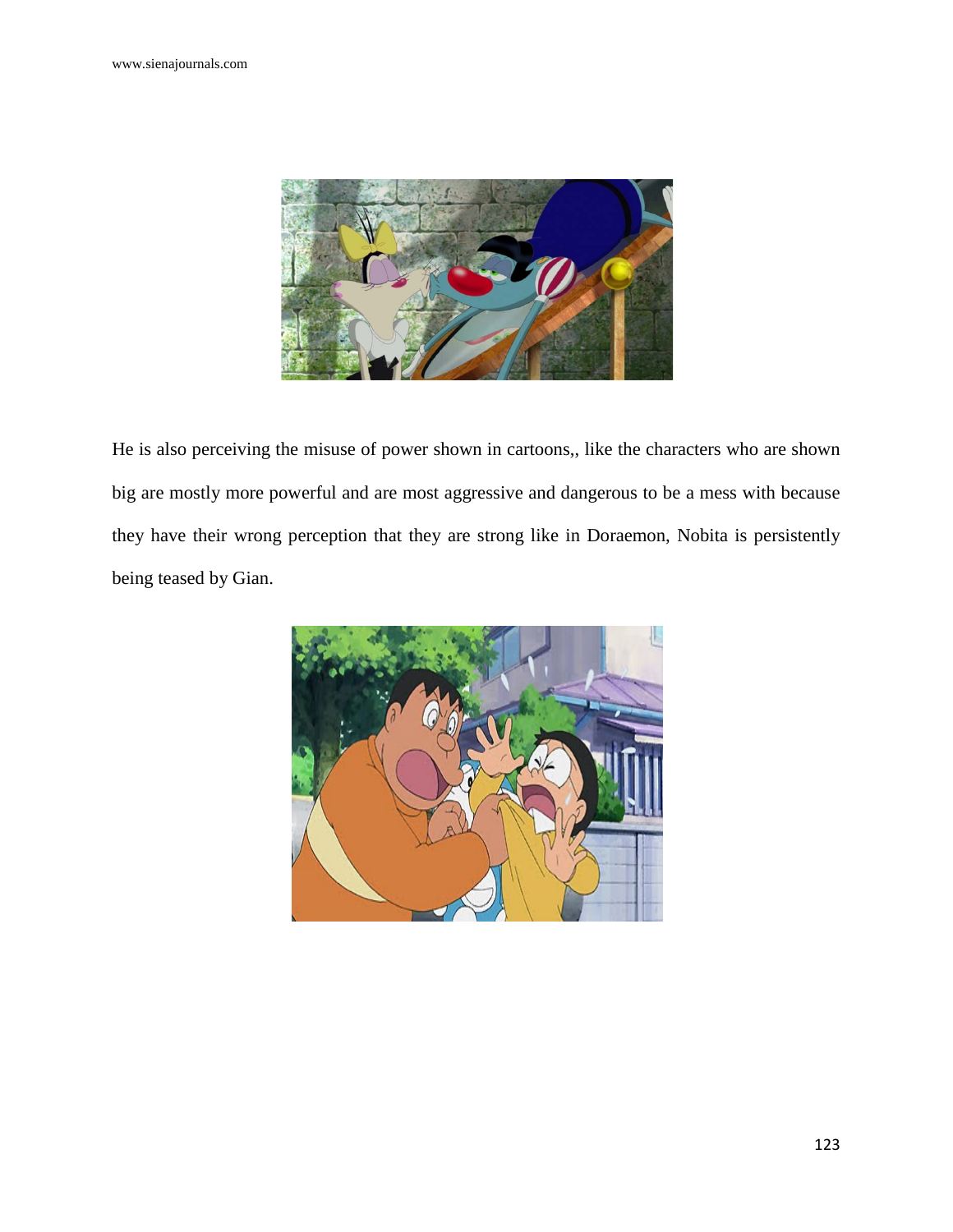He is also perceiving the misuse of power shown in cartoons,, like the characters who are shown big are mostly more powerful and are most aggressive and dangerous to be a mess with because they have their wrong perception that they are strong like in Doraemon, Nobita is persistently being teased by Gian.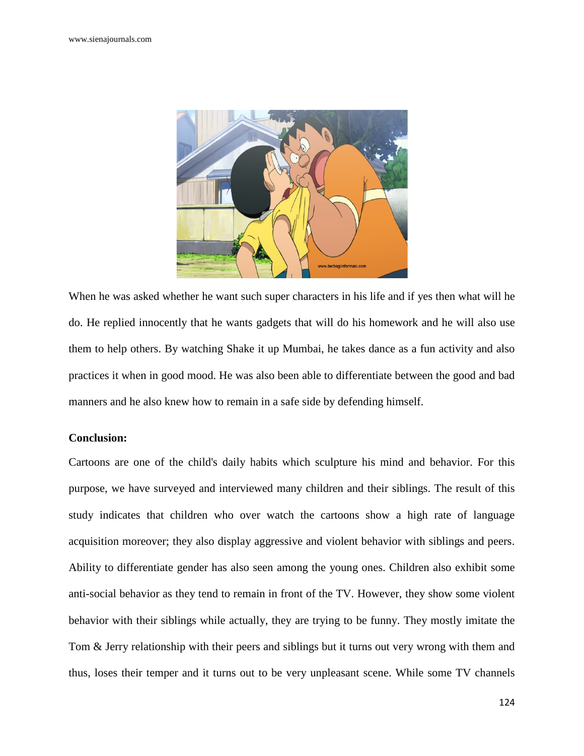When he was asked whether he want such super characters in his life and if yes then what will he do. He replied innocently that he wants gadgets that will do his homework and he will also use them to help others. By watching Shake it up Mumbai, he takes dance as a fun activity and also practices it when in good mood. He was also been able to differentiate between the good and bad manners and he also knew how to remain in a safe side by defending himself.

**Conclusion:**

Cartoons are one of the child's daily habits which sculpture his mind and behavior. For this purpose, we have surveyed and interviewed many children and their siblings. The result of this study indicates that children who over watch the cartoons show a high rate of language acquisition moreover; they also display aggressive and violent behavior with siblings and peers. Ability to differentiate gender has also seen among the young ones. Children also exhibit some anti-social behavior as they tend to remain in front of the TV. However, they show some violent behavior with their siblings while actually, they are trying to be funny. They mostly imitate the Tom & Jerry relationship with their peers and siblings but it turns out very wrong with them and thus, loses their temper and it turns out to be very unpleasant scene. While some TV channels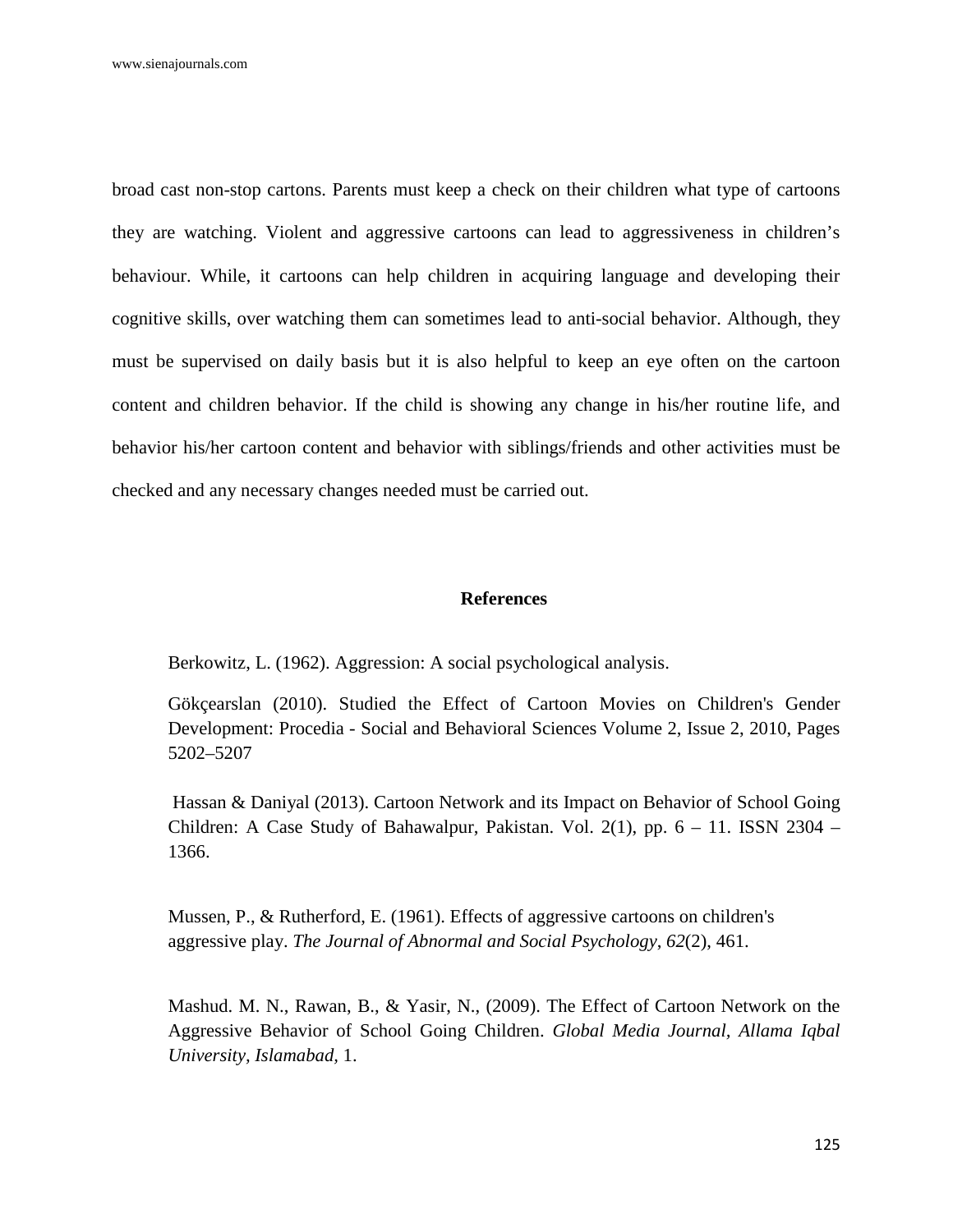broad cast non-stop cartons. Parents must keep a check on their children what type of cartoons they are watching. Violent and aggressive cartoons can lead to aggressiveness in children's behaviour. While, it cartoons can help children in acquiring language and developing their cognitive skills, over watching them can sometimes lead to anti-social behavior. Although, they must be supervised on daily basis but it is also helpful to keep an eye often on the cartoon content and children behavior. If the child is showing any change in his/her routine life, and behavior his/her cartoon content and behavior with siblings/friends and other activities must be checked and any necessary changes needed must be carried out.

## References

Berkowitz, L. (1962). Aggression: A social psychological analysis.

Gökçearslan (2010). Studied the Effect of Cartoon Movies on Children's Gender Development: Procedia - Social and Behavioral Sciences Volume 2, Issue 2, 2010, Pages 5202–5207

Hassan & Daniyal (2013). Cartoon Network and its Impact on Behavior of School Going Children: A Case Study of Bahawalpur, Pakistan. Vol. 2(1), pp. 6 – 11. ISSN 2304 – 1366.

Mussen, P., & Rutherford, E. (1961). Effects of aggressive cartoons on children's aggressive play. *The Journal of Abnormal and Social Psychology*, *62*(2), 461.

Mashud. M. N., Rawan, B., & Yasir, N., (2009). The Effect of Cartoon Network on the Aggressive Behavior of School Going Children. *Global Media Journal, Allama Iqbal University, Islamabad,* 1.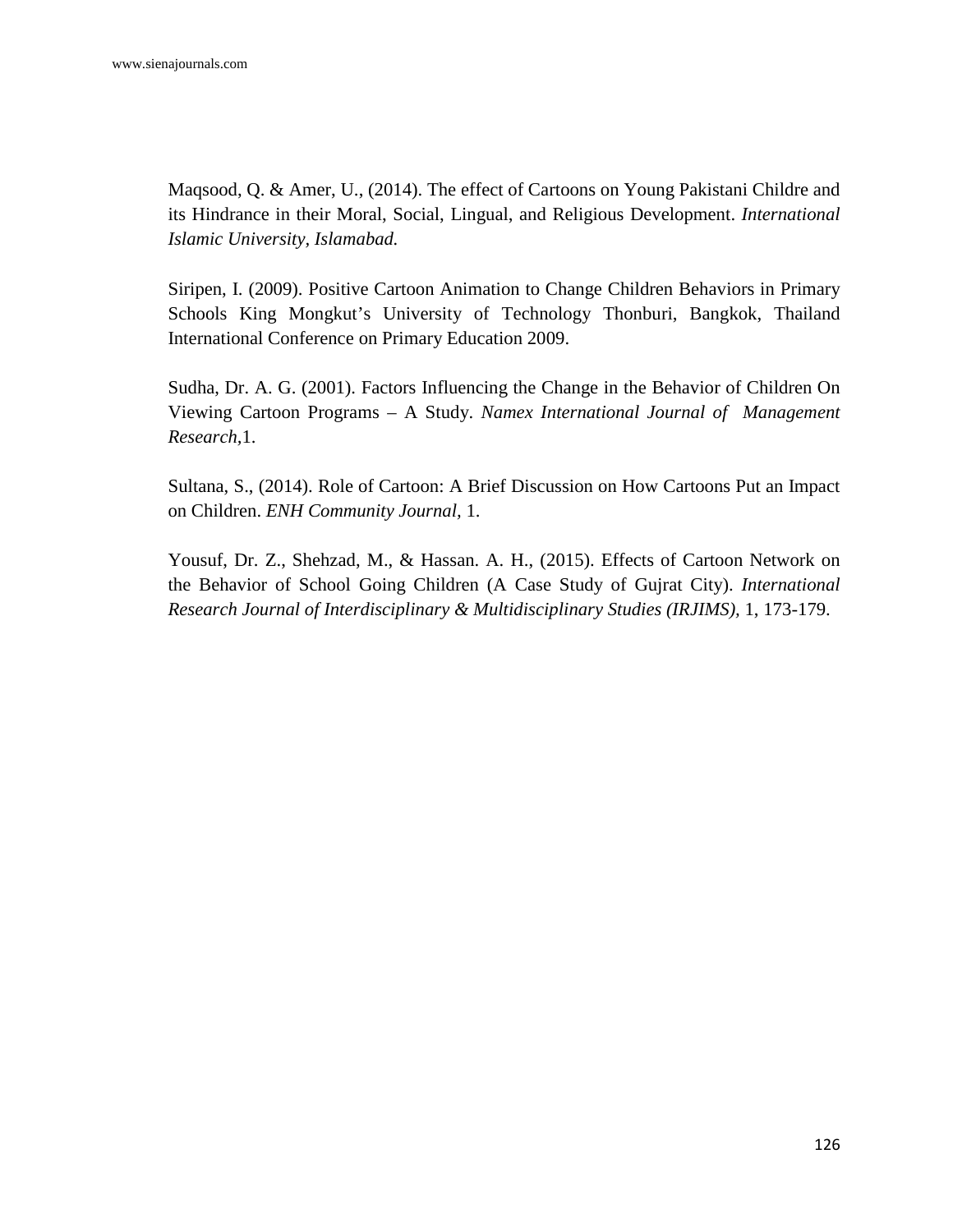Maqsood, Q. & Amer, U., (2014). The effect of Cartoons on Young Pakistani Childre and its Hindrance in their Moral, Social, Lingual, and Religious Development. *International Islamic University, Islamabad.*

Siripen, I. (2009). Positive Cartoon Animation to Change Children Behaviors in Primary Schools King Mongkut's University of Technology Thonburi, Bangkok, Thailand International Conference on Primary Education 2009.

Sudha, Dr. A. G. (2001). Factors Influencing the Change in the Behavior of Children On Viewing Cartoon Programs – A Study. *Namex International Journal of Management Research,*1.

Sultana, S., (2014). Role of Cartoon: A Brief Discussion on How Cartoons Put an Impact on Children. *ENH Community Journal*, 1.

Yousuf, Dr. Z., Shehzad, M., & Hassan. A. H., (2015). Effects of Cartoon Network on the Behavior of School Going Children (A Case Study of Gujrat City). *International Research Journal of Interdisciplinary & Multidisciplinary Studies (IRJIMS)*, 1, 173-179.